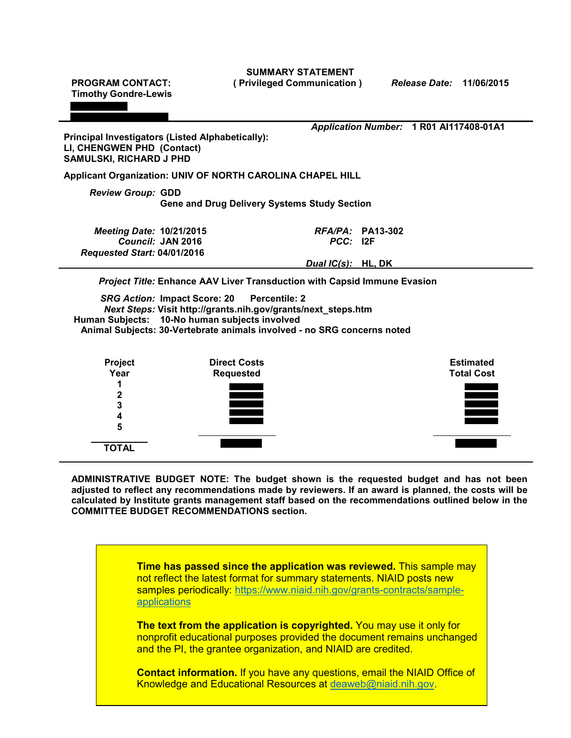**SUMMARY STATEMENT**
**( Privileged Communication )**

**PROGRAM CONTACT:**
**Timothy Gondre-Lewis**

*Release Date:* **11/06/2015**

*Application Number:* **1 R01 AI117408-01A1**

**Principal Investigators (Listed Alphabetically):**
**LI, CHENGWEN PHD (Contact)**
**SAMULSKI, RICHARD J PHD**

**Applicant Organization: UNIV OF NORTH CAROLINA CHAPEL HILL**

*Review Group:* **GDD**
**Gene and Drug Delivery Systems Study Section**

*Meeting Date:* **10/21/2015**
*Council:* **JAN 2016**
*Requested Start:* **04/01/2016**

*RFA/PA:* **PA13-302**
*PCC:* **I2F**
*Dual IC(s):* **HL, DK**

*Project Title:* **Enhance AAV Liver Transduction with Capsid Immune Evasion**

*SRG Action:* **Impact Score: 20 Percentile: 2**
*Next Steps:* **Visit http://grants.nih.gov/grants/next_steps.htm**
**Human Subjects: 10-No human subjects involved**
**Animal Subjects: 30-Vertebrate animals involved - no SRG concerns noted**

| Project Year | Direct Costs Requested | Estimated Total Cost |
|---|---|---|
| 1 | | |
| 2 | | |
| 3 | | |
| 4 | | |
| 5 | | |
| **TOTAL** | | |

**ADMINISTRATIVE BUDGET NOTE: The budget shown is the requested budget and has not been adjusted to reflect any recommendations made by reviewers. If an award is planned, the costs will be calculated by Institute grants management staff based on the recommendations outlined below in the COMMITTEE BUDGET RECOMMENDATIONS section.**

**Time has passed since the application was reviewed.** This sample may not reflect the latest format for summary statements. NIAID posts new samples periodically: https://www.niaid.nih.gov/grants-contracts/sample-applications

**The text from the application is copyrighted.** You may use it only for nonprofit educational purposes provided the document remains unchanged and the PI, the grantee organization, and NIAID are credited.

**Contact information.** If you have any questions, email the NIAID Office of Knowledge and Educational Resources at deaweb@niaid.nih.gov.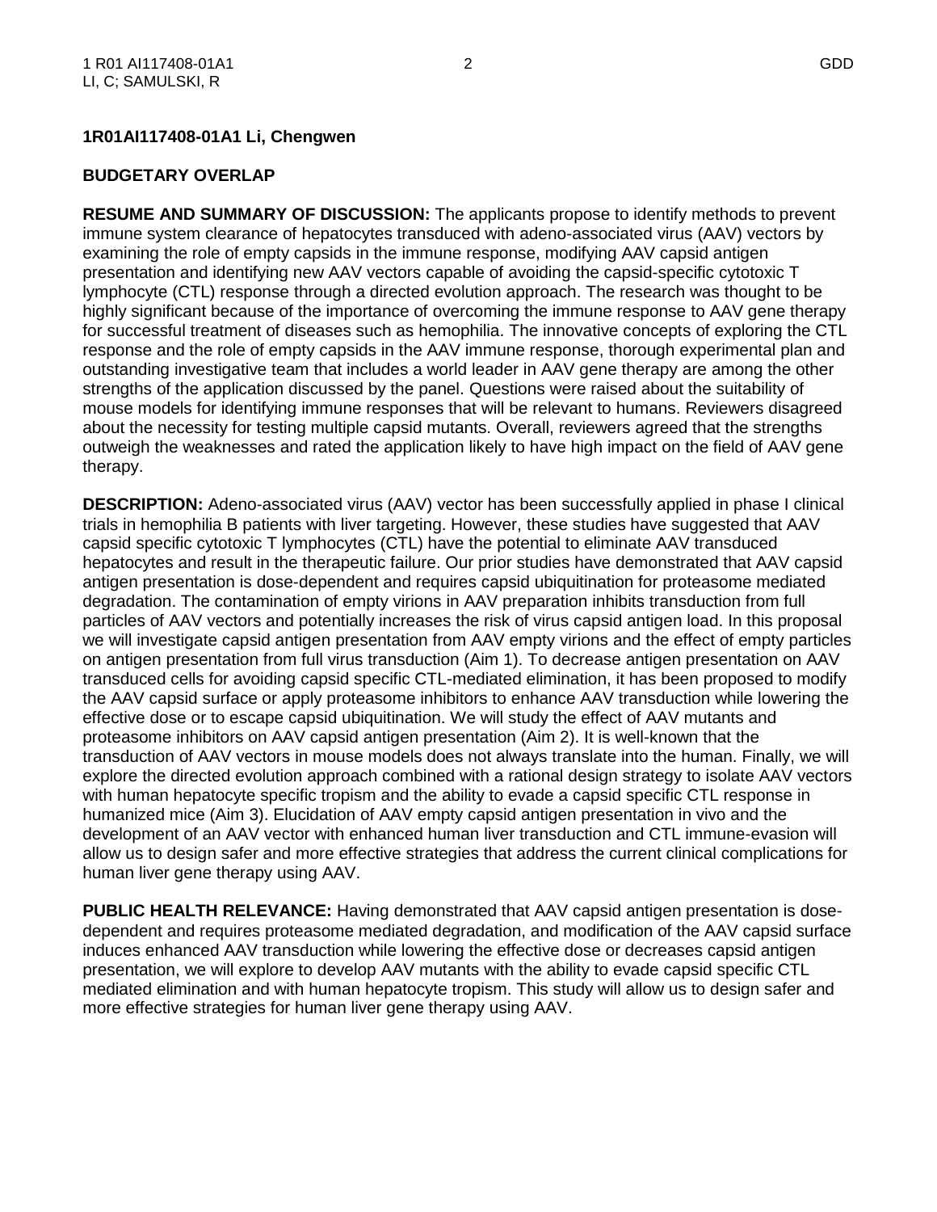**1R01AI117408-01A1 Li, Chengwen**

**BUDGETARY OVERLAP**

**RESUME AND SUMMARY OF DISCUSSION:** The applicants propose to identify methods to prevent immune system clearance of hepatocytes transduced with adeno-associated virus (AAV) vectors by examining the role of empty capsids in the immune response, modifying AAV capsid antigen presentation and identifying new AAV vectors capable of avoiding the capsid-specific cytotoxic T lymphocyte (CTL) response through a directed evolution approach. The research was thought to be highly significant because of the importance of overcoming the immune response to AAV gene therapy for successful treatment of diseases such as hemophilia. The innovative concepts of exploring the CTL response and the role of empty capsids in the AAV immune response, thorough experimental plan and outstanding investigative team that includes a world leader in AAV gene therapy are among the other strengths of the application discussed by the panel. Questions were raised about the suitability of mouse models for identifying immune responses that will be relevant to humans. Reviewers disagreed about the necessity for testing multiple capsid mutants. Overall, reviewers agreed that the strengths outweigh the weaknesses and rated the application likely to have high impact on the field of AAV gene therapy.

**DESCRIPTION:** Adeno-associated virus (AAV) vector has been successfully applied in phase I clinical trials in hemophilia B patients with liver targeting. However, these studies have suggested that AAV capsid specific cytotoxic T lymphocytes (CTL) have the potential to eliminate AAV transduced hepatocytes and result in the therapeutic failure. Our prior studies have demonstrated that AAV capsid antigen presentation is dose-dependent and requires capsid ubiquitination for proteasome mediated degradation. The contamination of empty virions in AAV preparation inhibits transduction from full particles of AAV vectors and potentially increases the risk of virus capsid antigen load. In this proposal we will investigate capsid antigen presentation from AAV empty virions and the effect of empty particles on antigen presentation from full virus transduction (Aim 1). To decrease antigen presentation on AAV transduced cells for avoiding capsid specific CTL-mediated elimination, it has been proposed to modify the AAV capsid surface or apply proteasome inhibitors to enhance AAV transduction while lowering the effective dose or to escape capsid ubiquitination. We will study the effect of AAV mutants and proteasome inhibitors on AAV capsid antigen presentation (Aim 2). It is well-known that the transduction of AAV vectors in mouse models does not always translate into the human. Finally, we will explore the directed evolution approach combined with a rational design strategy to isolate AAV vectors with human hepatocyte specific tropism and the ability to evade a capsid specific CTL response in humanized mice (Aim 3). Elucidation of AAV empty capsid antigen presentation in vivo and the development of an AAV vector with enhanced human liver transduction and CTL immune-evasion will allow us to design safer and more effective strategies that address the current clinical complications for human liver gene therapy using AAV.

**PUBLIC HEALTH RELEVANCE:** Having demonstrated that AAV capsid antigen presentation is dose-dependent and requires proteasome mediated degradation, and modification of the AAV capsid surface induces enhanced AAV transduction while lowering the effective dose or decreases capsid antigen presentation, we will explore to develop AAV mutants with the ability to evade capsid specific CTL mediated elimination and with human hepatocyte tropism. This study will allow us to design safer and more effective strategies for human liver gene therapy using AAV.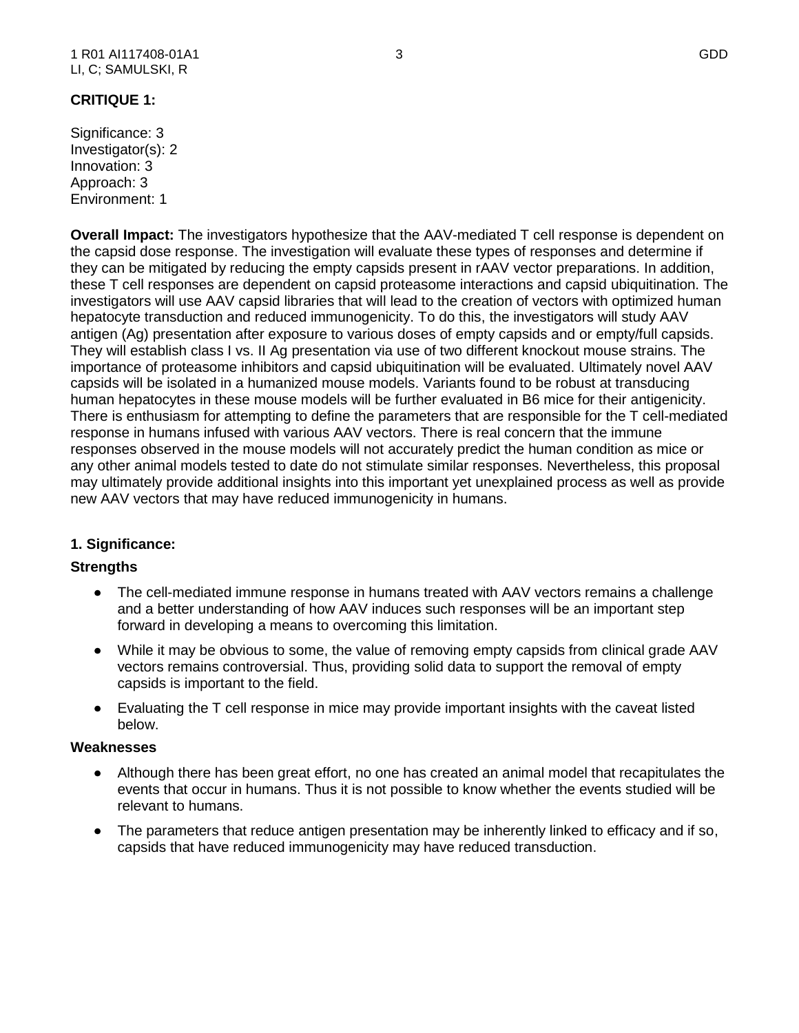**CRITIQUE 1:**

Significance: 3
Investigator(s): 2
Innovation: 3
Approach: 3
Environment: 1

**Overall Impact:** The investigators hypothesize that the AAV-mediated T cell response is dependent on the capsid dose response. The investigation will evaluate these types of responses and determine if they can be mitigated by reducing the empty capsids present in rAAV vector preparations. In addition, these T cell responses are dependent on capsid proteasome interactions and capsid ubiquitination. The investigators will use AAV capsid libraries that will lead to the creation of vectors with optimized human hepatocyte transduction and reduced immunogenicity. To do this, the investigators will study AAV antigen (Ag) presentation after exposure to various doses of empty capsids and or empty/full capsids. They will establish class I vs. II Ag presentation via use of two different knockout mouse strains. The importance of proteasome inhibitors and capsid ubiquitination will be evaluated. Ultimately novel AAV capsids will be isolated in a humanized mouse models. Variants found to be robust at transducing human hepatocytes in these mouse models will be further evaluated in B6 mice for their antigenicity. There is enthusiasm for attempting to define the parameters that are responsible for the T cell-mediated response in humans infused with various AAV vectors. There is real concern that the immune responses observed in the mouse models will not accurately predict the human condition as mice or any other animal models tested to date do not stimulate similar responses. Nevertheless, this proposal may ultimately provide additional insights into this important yet unexplained process as well as provide new AAV vectors that may have reduced immunogenicity in humans.

**1. Significance:**

**Strengths**

- The cell-mediated immune response in humans treated with AAV vectors remains a challenge and a better understanding of how AAV induces such responses will be an important step forward in developing a means to overcoming this limitation.
- While it may be obvious to some, the value of removing empty capsids from clinical grade AAV vectors remains controversial. Thus, providing solid data to support the removal of empty capsids is important to the field.
- Evaluating the T cell response in mice may provide important insights with the caveat listed below.

**Weaknesses**

- Although there has been great effort, no one has created an animal model that recapitulates the events that occur in humans. Thus it is not possible to know whether the events studied will be relevant to humans.
- The parameters that reduce antigen presentation may be inherently linked to efficacy and if so, capsids that have reduced immunogenicity may have reduced transduction.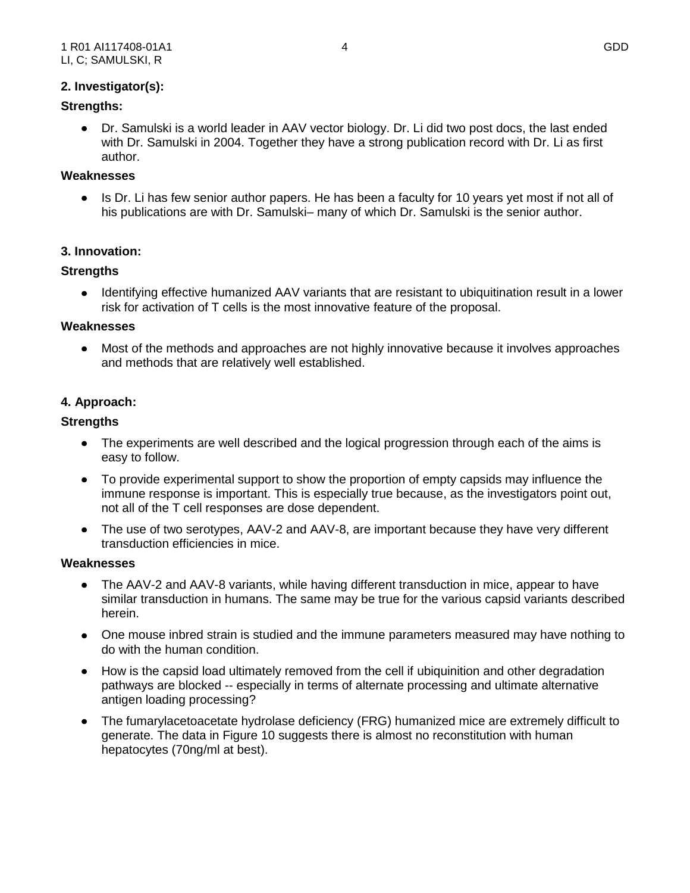**2. Investigator(s):**

**Strengths:**

- Dr. Samulski is a world leader in AAV vector biology. Dr. Li did two post docs, the last ended with Dr. Samulski in 2004. Together they have a strong publication record with Dr. Li as first author.

**Weaknesses**

- Is Dr. Li has few senior author papers. He has been a faculty for 10 years yet most if not all of his publications are with Dr. Samulski– many of which Dr. Samulski is the senior author.

**3. Innovation:**

**Strengths**

- Identifying effective humanized AAV variants that are resistant to ubiquitination result in a lower risk for activation of T cells is the most innovative feature of the proposal.

**Weaknesses**

- Most of the methods and approaches are not highly innovative because it involves approaches and methods that are relatively well established.

**4. Approach:**

**Strengths**

- The experiments are well described and the logical progression through each of the aims is easy to follow.
- To provide experimental support to show the proportion of empty capsids may influence the immune response is important. This is especially true because, as the investigators point out, not all of the T cell responses are dose dependent.
- The use of two serotypes, AAV-2 and AAV-8, are important because they have very different transduction efficiencies in mice.

**Weaknesses**

- The AAV-2 and AAV-8 variants, while having different transduction in mice, appear to have similar transduction in humans. The same may be true for the various capsid variants described herein.
- One mouse inbred strain is studied and the immune parameters measured may have nothing to do with the human condition.
- How is the capsid load ultimately removed from the cell if ubiquinition and other degradation pathways are blocked -- especially in terms of alternate processing and ultimate alternative antigen loading processing?
- The fumarylacetoacetate hydrolase deficiency (FRG) humanized mice are extremely difficult to generate. The data in Figure 10 suggests there is almost no reconstitution with human hepatocytes (70ng/ml at best).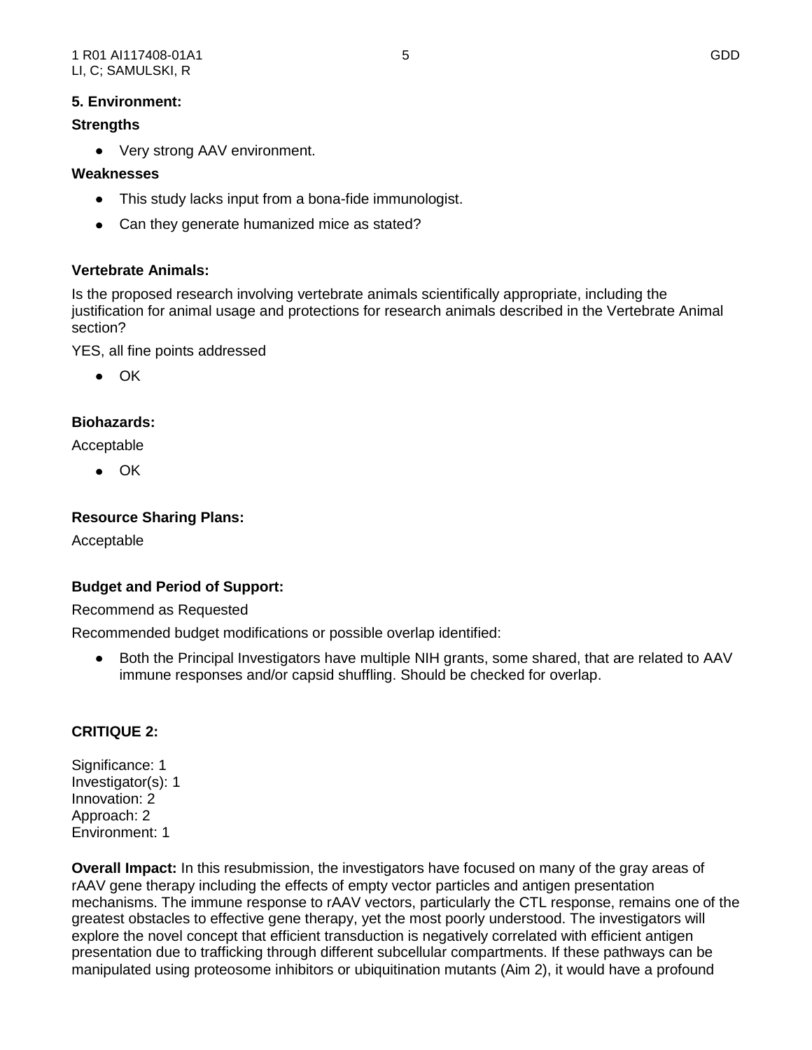**5. Environment:**

**Strengths**

- Very strong AAV environment.

**Weaknesses**

- This study lacks input from a bona-fide immunologist.
- Can they generate humanized mice as stated?

**Vertebrate Animals:**

Is the proposed research involving vertebrate animals scientifically appropriate, including the justification for animal usage and protections for research animals described in the Vertebrate Animal section?

YES, all fine points addressed

- OK

**Biohazards:**

Acceptable

- OK

**Resource Sharing Plans:**

Acceptable

**Budget and Period of Support:**

Recommend as Requested

Recommended budget modifications or possible overlap identified:

- Both the Principal Investigators have multiple NIH grants, some shared, that are related to AAV immune responses and/or capsid shuffling. Should be checked for overlap.

**CRITIQUE 2:**

Significance: 1
Investigator(s): 1
Innovation: 2
Approach: 2
Environment: 1

**Overall Impact:** In this resubmission, the investigators have focused on many of the gray areas of rAAV gene therapy including the effects of empty vector particles and antigen presentation mechanisms. The immune response to rAAV vectors, particularly the CTL response, remains one of the greatest obstacles to effective gene therapy, yet the most poorly understood. The investigators will explore the novel concept that efficient transduction is negatively correlated with efficient antigen presentation due to trafficking through different subcellular compartments. If these pathways can be manipulated using proteosome inhibitors or ubiquitination mutants (Aim 2), it would have a profound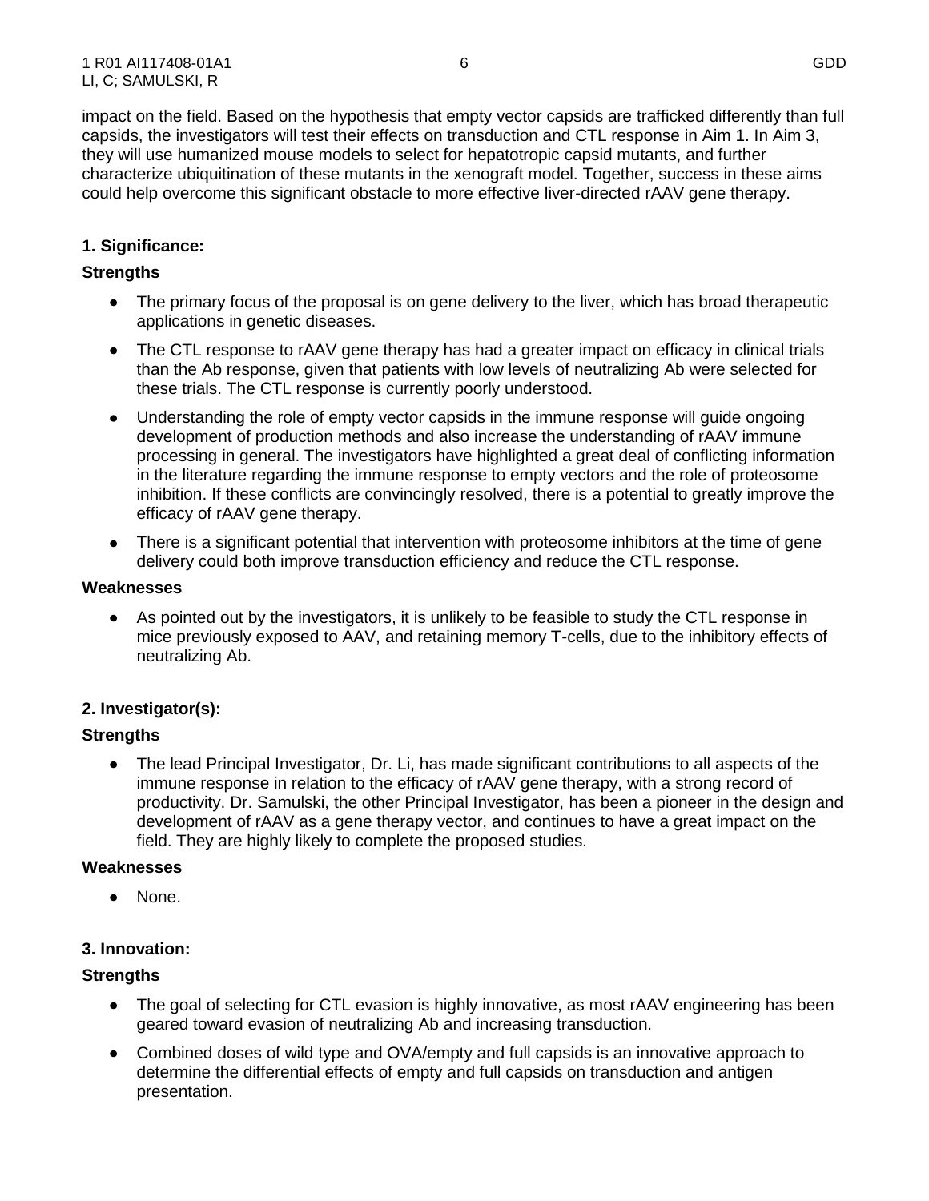impact on the field. Based on the hypothesis that empty vector capsids are trafficked differently than full capsids, the investigators will test their effects on transduction and CTL response in Aim 1. In Aim 3, they will use humanized mouse models to select for hepatotropic capsid mutants, and further characterize ubiquitination of these mutants in the xenograft model. Together, success in these aims could help overcome this significant obstacle to more effective liver-directed rAAV gene therapy.

**1. Significance:**

**Strengths**

- The primary focus of the proposal is on gene delivery to the liver, which has broad therapeutic applications in genetic diseases.
- The CTL response to rAAV gene therapy has had a greater impact on efficacy in clinical trials than the Ab response, given that patients with low levels of neutralizing Ab were selected for these trials. The CTL response is currently poorly understood.
- Understanding the role of empty vector capsids in the immune response will guide ongoing development of production methods and also increase the understanding of rAAV immune processing in general. The investigators have highlighted a great deal of conflicting information in the literature regarding the immune response to empty vectors and the role of proteosome inhibition. If these conflicts are convincingly resolved, there is a potential to greatly improve the efficacy of rAAV gene therapy.
- There is a significant potential that intervention with proteosome inhibitors at the time of gene delivery could both improve transduction efficiency and reduce the CTL response.

**Weaknesses**

- As pointed out by the investigators, it is unlikely to be feasible to study the CTL response in mice previously exposed to AAV, and retaining memory T-cells, due to the inhibitory effects of neutralizing Ab.

**2. Investigator(s):**

**Strengths**

- The lead Principal Investigator, Dr. Li, has made significant contributions to all aspects of the immune response in relation to the efficacy of rAAV gene therapy, with a strong record of productivity. Dr. Samulski, the other Principal Investigator, has been a pioneer in the design and development of rAAV as a gene therapy vector, and continues to have a great impact on the field. They are highly likely to complete the proposed studies.

**Weaknesses**

- None.

**3. Innovation:**

**Strengths**

- The goal of selecting for CTL evasion is highly innovative, as most rAAV engineering has been geared toward evasion of neutralizing Ab and increasing transduction.
- Combined doses of wild type and OVA/empty and full capsids is an innovative approach to determine the differential effects of empty and full capsids on transduction and antigen presentation.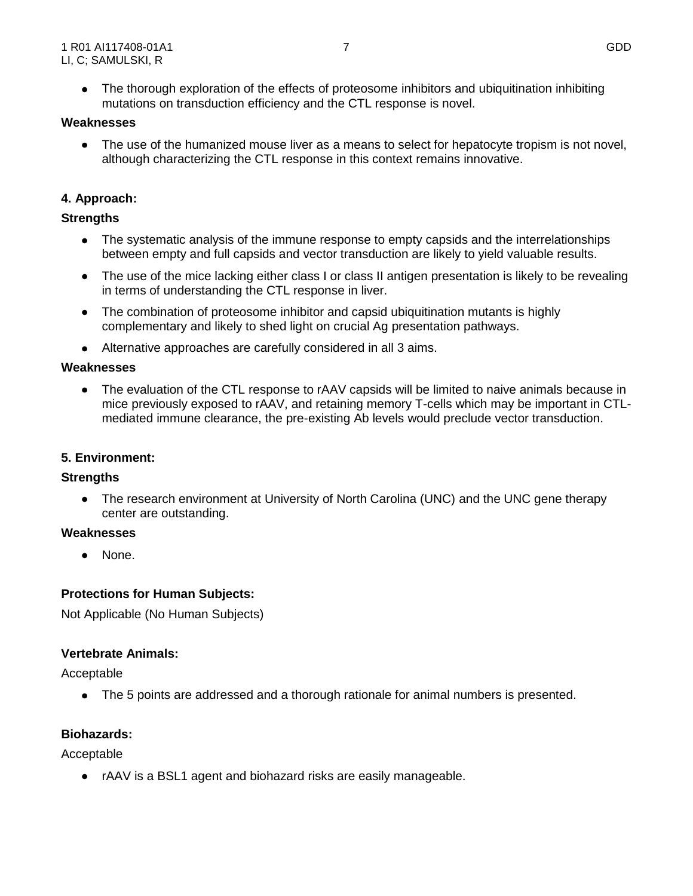- The thorough exploration of the effects of proteosome inhibitors and ubiquitination inhibiting mutations on transduction efficiency and the CTL response is novel.

**Weaknesses**

- The use of the humanized mouse liver as a means to select for hepatocyte tropism is not novel, although characterizing the CTL response in this context remains innovative.

**4. Approach:**

**Strengths**

- The systematic analysis of the immune response to empty capsids and the interrelationships between empty and full capsids and vector transduction are likely to yield valuable results.
- The use of the mice lacking either class I or class II antigen presentation is likely to be revealing in terms of understanding the CTL response in liver.
- The combination of proteosome inhibitor and capsid ubiquitination mutants is highly complementary and likely to shed light on crucial Ag presentation pathways.
- Alternative approaches are carefully considered in all 3 aims.

**Weaknesses**

- The evaluation of the CTL response to rAAV capsids will be limited to naive animals because in mice previously exposed to rAAV, and retaining memory T-cells which may be important in CTL-mediated immune clearance, the pre-existing Ab levels would preclude vector transduction.

**5. Environment:**

**Strengths**

- The research environment at University of North Carolina (UNC) and the UNC gene therapy center are outstanding.

**Weaknesses**

- None.

**Protections for Human Subjects:**

Not Applicable (No Human Subjects)

**Vertebrate Animals:**

Acceptable

- The 5 points are addressed and a thorough rationale for animal numbers is presented.

**Biohazards:**

Acceptable

- rAAV is a BSL1 agent and biohazard risks are easily manageable.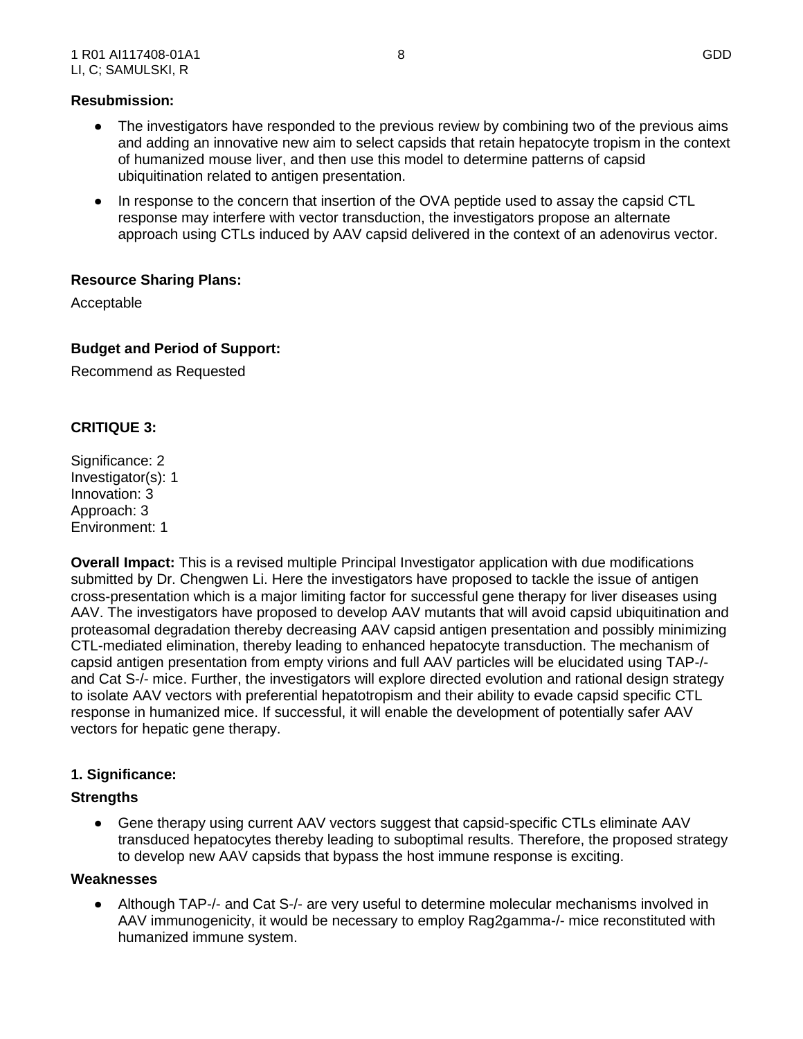**Resubmission:**

- The investigators have responded to the previous review by combining two of the previous aims and adding an innovative new aim to select capsids that retain hepatocyte tropism in the context of humanized mouse liver, and then use this model to determine patterns of capsid ubiquitination related to antigen presentation.
- In response to the concern that insertion of the OVA peptide used to assay the capsid CTL response may interfere with vector transduction, the investigators propose an alternate approach using CTLs induced by AAV capsid delivered in the context of an adenovirus vector.

**Resource Sharing Plans:**

Acceptable

**Budget and Period of Support:**

Recommend as Requested

**CRITIQUE 3:**

Significance: 2
Investigator(s): 1
Innovation: 3
Approach: 3
Environment: 1

**Overall Impact:** This is a revised multiple Principal Investigator application with due modifications submitted by Dr. Chengwen Li. Here the investigators have proposed to tackle the issue of antigen cross-presentation which is a major limiting factor for successful gene therapy for liver diseases using AAV. The investigators have proposed to develop AAV mutants that will avoid capsid ubiquitination and proteasomal degradation thereby decreasing AAV capsid antigen presentation and possibly minimizing CTL-mediated elimination, thereby leading to enhanced hepatocyte transduction. The mechanism of capsid antigen presentation from empty virions and full AAV particles will be elucidated using TAP-/- and Cat S-/- mice. Further, the investigators will explore directed evolution and rational design strategy to isolate AAV vectors with preferential hepatotropism and their ability to evade capsid specific CTL response in humanized mice. If successful, it will enable the development of potentially safer AAV vectors for hepatic gene therapy.

**1. Significance:**

**Strengths**

- Gene therapy using current AAV vectors suggest that capsid-specific CTLs eliminate AAV transduced hepatocytes thereby leading to suboptimal results. Therefore, the proposed strategy to develop new AAV capsids that bypass the host immune response is exciting.

**Weaknesses**

- Although TAP-/- and Cat S-/- are very useful to determine molecular mechanisms involved in AAV immunogenicity, it would be necessary to employ Rag2gamma-/- mice reconstituted with humanized immune system.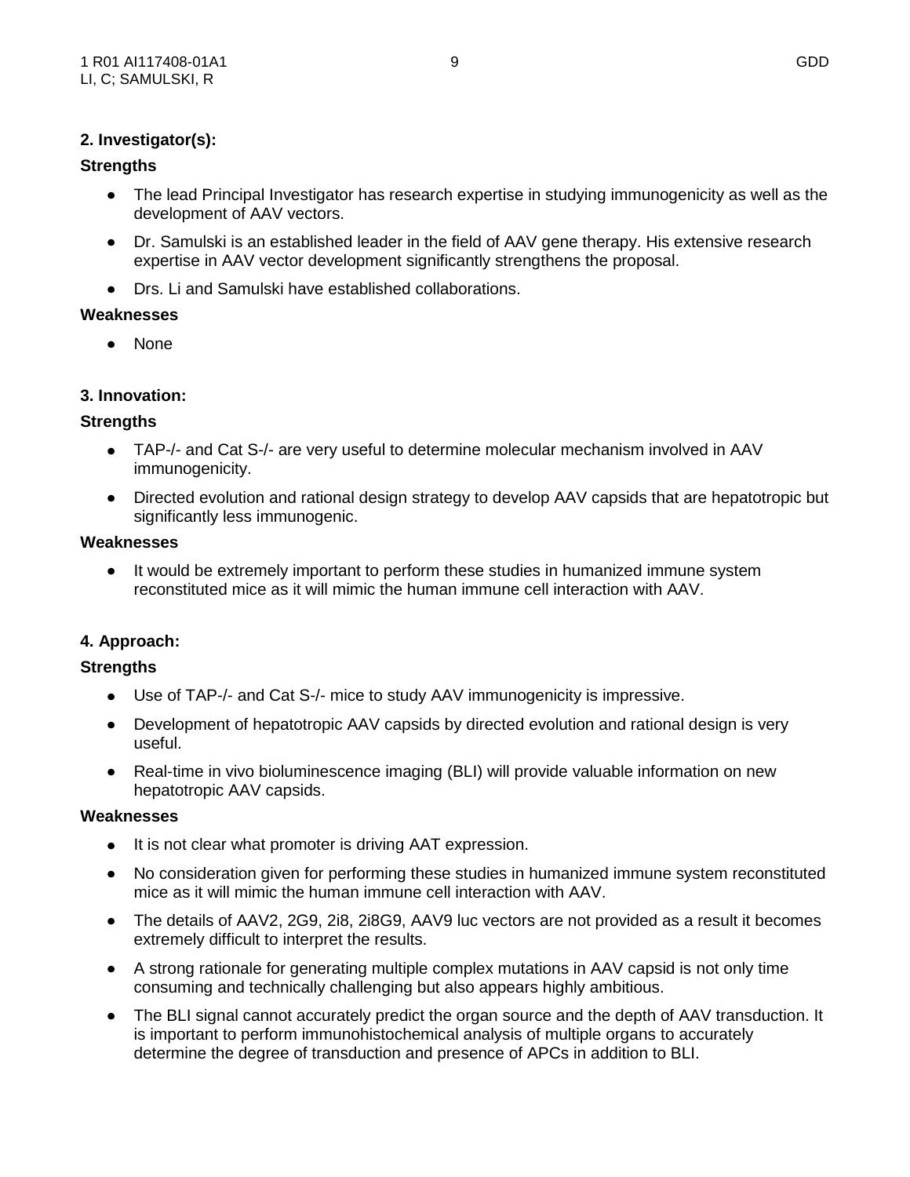**2. Investigator(s):**

**Strengths**

- The lead Principal Investigator has research expertise in studying immunogenicity as well as the development of AAV vectors.
- Dr. Samulski is an established leader in the field of AAV gene therapy. His extensive research expertise in AAV vector development significantly strengthens the proposal.
- Drs. Li and Samulski have established collaborations.

**Weaknesses**

- None

**3. Innovation:**

**Strengths**

- TAP-/- and Cat S-/- are very useful to determine molecular mechanism involved in AAV immunogenicity.
- Directed evolution and rational design strategy to develop AAV capsids that are hepatotropic but significantly less immunogenic.

**Weaknesses**

- It would be extremely important to perform these studies in humanized immune system reconstituted mice as it will mimic the human immune cell interaction with AAV.

**4. Approach:**

**Strengths**

- Use of TAP-/- and Cat S-/- mice to study AAV immunogenicity is impressive.
- Development of hepatotropic AAV capsids by directed evolution and rational design is very useful.
- Real-time in vivo bioluminescence imaging (BLI) will provide valuable information on new hepatotropic AAV capsids.

**Weaknesses**

- It is not clear what promoter is driving AAT expression.
- No consideration given for performing these studies in humanized immune system reconstituted mice as it will mimic the human immune cell interaction with AAV.
- The details of AAV2, 2G9, 2i8, 2i8G9, AAV9 luc vectors are not provided as a result it becomes extremely difficult to interpret the results.
- A strong rationale for generating multiple complex mutations in AAV capsid is not only time consuming and technically challenging but also appears highly ambitious.
- The BLI signal cannot accurately predict the organ source and the depth of AAV transduction. It is important to perform immunohistochemical analysis of multiple organs to accurately determine the degree of transduction and presence of APCs in addition to BLI.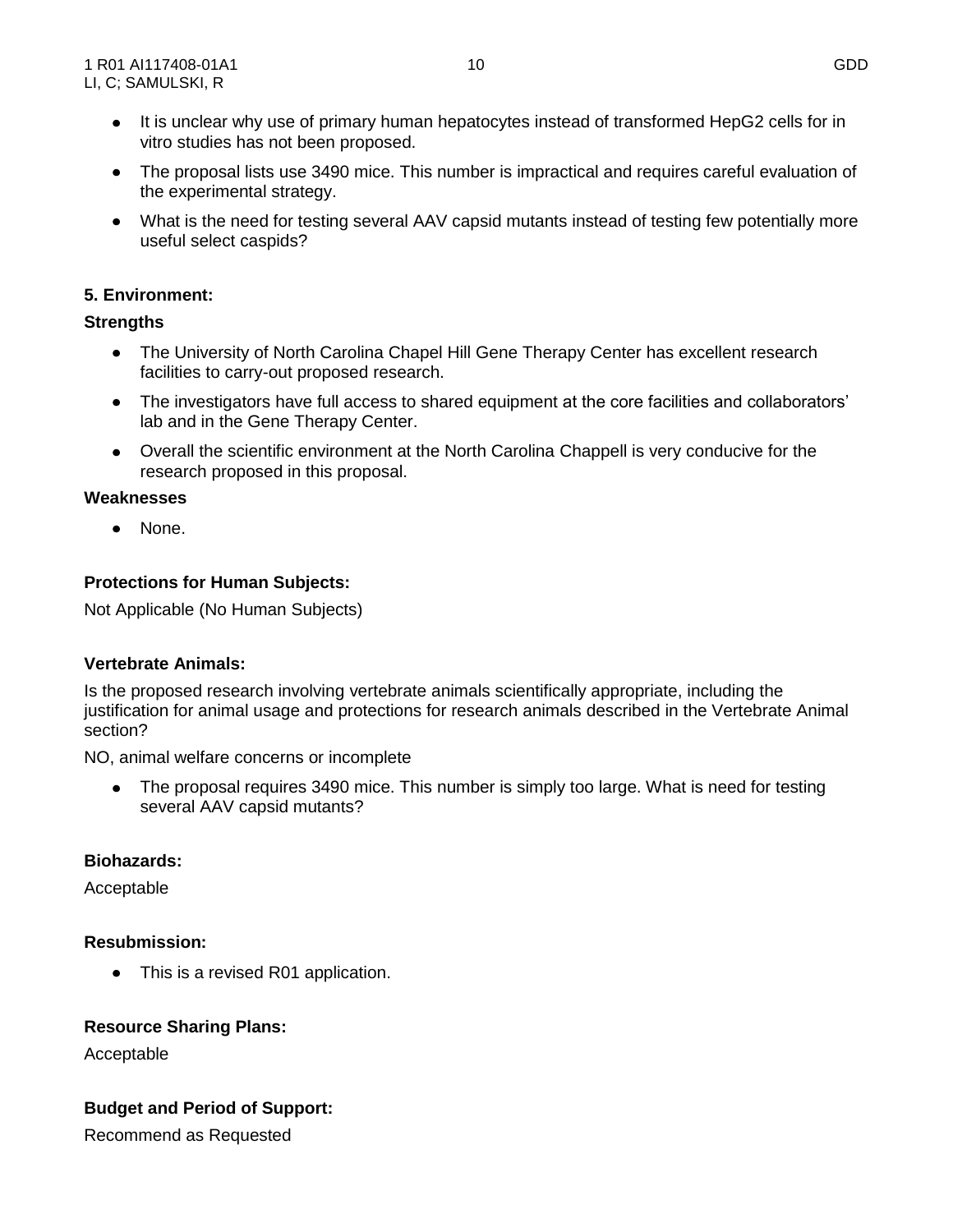- It is unclear why use of primary human hepatocytes instead of transformed HepG2 cells for in vitro studies has not been proposed.
- The proposal lists use 3490 mice. This number is impractical and requires careful evaluation of the experimental strategy.
- What is the need for testing several AAV capsid mutants instead of testing few potentially more useful select caspids?

**5. Environment:**

**Strengths**

- The University of North Carolina Chapel Hill Gene Therapy Center has excellent research facilities to carry-out proposed research.
- The investigators have full access to shared equipment at the core facilities and collaborators' lab and in the Gene Therapy Center.
- Overall the scientific environment at the North Carolina Chappell is very conducive for the research proposed in this proposal.

**Weaknesses**

- None.

**Protections for Human Subjects:**

Not Applicable (No Human Subjects)

**Vertebrate Animals:**

Is the proposed research involving vertebrate animals scientifically appropriate, including the justification for animal usage and protections for research animals described in the Vertebrate Animal section?

NO, animal welfare concerns or incomplete

- The proposal requires 3490 mice. This number is simply too large. What is need for testing several AAV capsid mutants?

**Biohazards:**

Acceptable

**Resubmission:**

- This is a revised R01 application.

**Resource Sharing Plans:**

Acceptable

**Budget and Period of Support:**

Recommend as Requested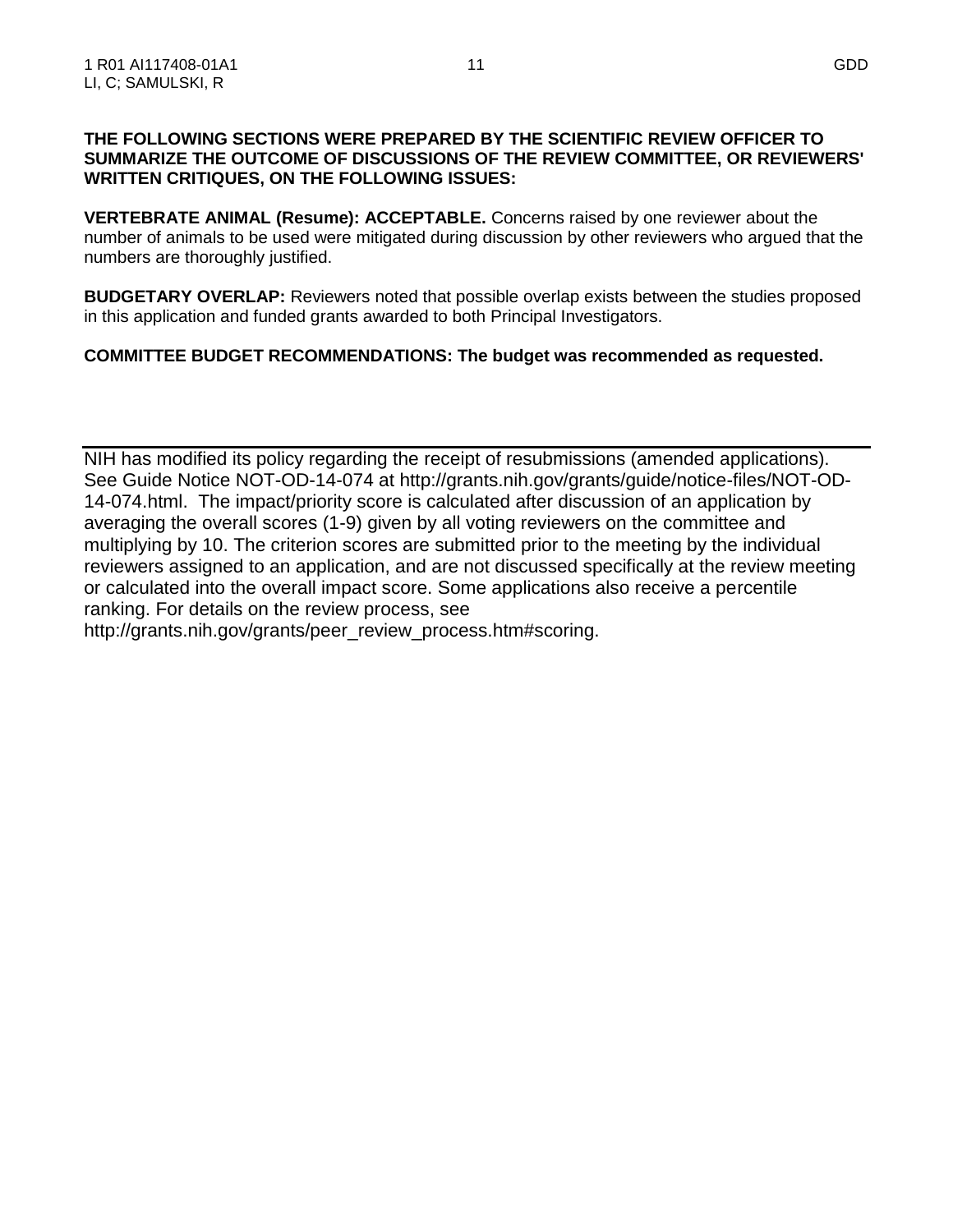**THE FOLLOWING SECTIONS WERE PREPARED BY THE SCIENTIFIC REVIEW OFFICER TO SUMMARIZE THE OUTCOME OF DISCUSSIONS OF THE REVIEW COMMITTEE, OR REVIEWERS' WRITTEN CRITIQUES, ON THE FOLLOWING ISSUES:**

**VERTEBRATE ANIMAL (Resume): ACCEPTABLE.** Concerns raised by one reviewer about the number of animals to be used were mitigated during discussion by other reviewers who argued that the numbers are thoroughly justified.

**BUDGETARY OVERLAP:** Reviewers noted that possible overlap exists between the studies proposed in this application and funded grants awarded to both Principal Investigators.

**COMMITTEE BUDGET RECOMMENDATIONS: The budget was recommended as requested.**

---

NIH has modified its policy regarding the receipt of resubmissions (amended applications). See Guide Notice NOT-OD-14-074 at http://grants.nih.gov/grants/guide/notice-files/NOT-OD-14-074.html. The impact/priority score is calculated after discussion of an application by averaging the overall scores (1-9) given by all voting reviewers on the committee and multiplying by 10. The criterion scores are submitted prior to the meeting by the individual reviewers assigned to an application, and are not discussed specifically at the review meeting or calculated into the overall impact score. Some applications also receive a percentile ranking. For details on the review process, see http://grants.nih.gov/grants/peer_review_process.htm#scoring.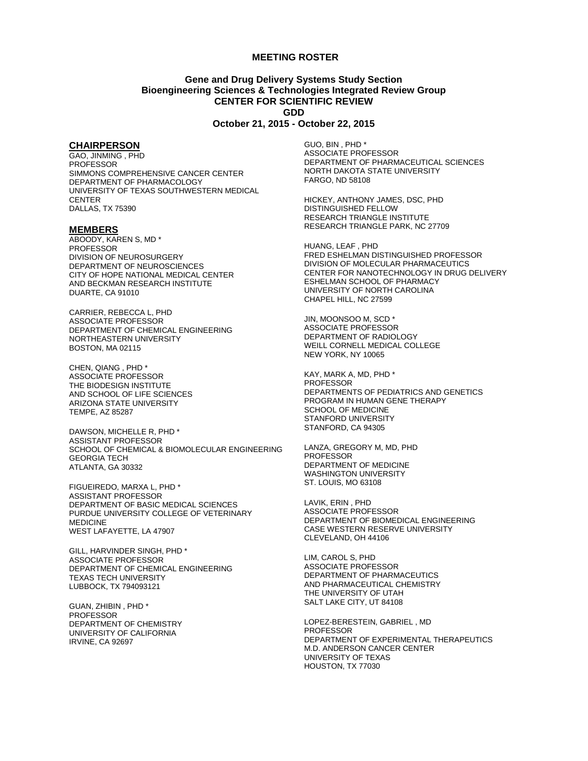# MEETING ROSTER

**Gene and Drug Delivery Systems Study Section**
**Bioengineering Sciences & Technologies Integrated Review Group**
**CENTER FOR SCIENTIFIC REVIEW**
**GDD**
**October 21, 2015 - October 22, 2015**

## CHAIRPERSON

GAO, JINMING , PHD
PROFESSOR
SIMMONS COMPREHENSIVE CANCER CENTER
DEPARTMENT OF PHARMACOLOGY
UNIVERSITY OF TEXAS SOUTHWESTERN MEDICAL CENTER
DALLAS, TX 75390

## MEMBERS

ABOODY, KAREN S, MD *
PROFESSOR
DIVISION OF NEUROSURGERY
DEPARTMENT OF NEUROSCIENCES
CITY OF HOPE NATIONAL MEDICAL CENTER
AND BECKMAN RESEARCH INSTITUTE
DUARTE, CA 91010

CARRIER, REBECCA L, PHD
ASSOCIATE PROFESSOR
DEPARTMENT OF CHEMICAL ENGINEERING
NORTHEASTERN UNIVERSITY
BOSTON, MA 02115

CHEN, QIANG , PHD *
ASSOCIATE PROFESSOR
THE BIODESIGN INSTITUTE
AND SCHOOL OF LIFE SCIENCES
ARIZONA STATE UNIVERSITY
TEMPE, AZ 85287

DAWSON, MICHELLE R, PHD *
ASSISTANT PROFESSOR
SCHOOL OF CHEMICAL & BIOMOLECULAR ENGINEERING
GEORGIA TECH
ATLANTA, GA 30332

FIGUEIREDO, MARXA L, PHD *
ASSISTANT PROFESSOR
DEPARTMENT OF BASIC MEDICAL SCIENCES
PURDUE UNIVERSITY COLLEGE OF VETERINARY MEDICINE
WEST LAFAYETTE, LA 47907

GILL, HARVINDER SINGH, PHD *
ASSOCIATE PROFESSOR
DEPARTMENT OF CHEMICAL ENGINEERING
TEXAS TECH UNIVERSITY
LUBBOCK, TX 794093121

GUAN, ZHIBIN , PHD *
PROFESSOR
DEPARTMENT OF CHEMISTRY
UNIVERSITY OF CALIFORNIA
IRVINE, CA 92697

GUO, BIN , PHD *
ASSOCIATE PROFESSOR
DEPARTMENT OF PHARMACEUTICAL SCIENCES
NORTH DAKOTA STATE UNIVERSITY
FARGO, ND 58108

HICKEY, ANTHONY JAMES, DSC, PHD
DISTINGUISHED FELLOW
RESEARCH TRIANGLE INSTITUTE
RESEARCH TRIANGLE PARK, NC 27709

HUANG, LEAF , PHD
FRED ESHELMAN DISTINGUISHED PROFESSOR
DIVISION OF MOLECULAR PHARMACEUTICS
CENTER FOR NANOTECHNOLOGY IN DRUG DELIVERY
ESHELMAN SCHOOL OF PHARMACY
UNIVERSITY OF NORTH CAROLINA
CHAPEL HILL, NC 27599

JIN, MOONSOO M, SCD *
ASSOCIATE PROFESSOR
DEPARTMENT OF RADIOLOGY
WEILL CORNELL MEDICAL COLLEGE
NEW YORK, NY 10065

KAY, MARK A, MD, PHD *
PROFESSOR
DEPARTMENTS OF PEDIATRICS AND GENETICS
PROGRAM IN HUMAN GENE THERAPY
SCHOOL OF MEDICINE
STANFORD UNIVERSITY
STANFORD, CA 94305

LANZA, GREGORY M, MD, PHD
PROFESSOR
DEPARTMENT OF MEDICINE
WASHINGTON UNIVERSITY
ST. LOUIS, MO 63108

LAVIK, ERIN , PHD
ASSOCIATE PROFESSOR
DEPARTMENT OF BIOMEDICAL ENGINEERING
CASE WESTERN RESERVE UNIVERSITY
CLEVELAND, OH 44106

LIM, CAROL S, PHD
ASSOCIATE PROFESSOR
DEPARTMENT OF PHARMACEUTICS
AND PHARMACEUTICAL CHEMISTRY
THE UNIVERSITY OF UTAH
SALT LAKE CITY, UT 84108

LOPEZ-BERESTEIN, GABRIEL , MD
PROFESSOR
DEPARTMENT OF EXPERIMENTAL THERAPEUTICS
M.D. ANDERSON CANCER CENTER
UNIVERSITY OF TEXAS
HOUSTON, TX 77030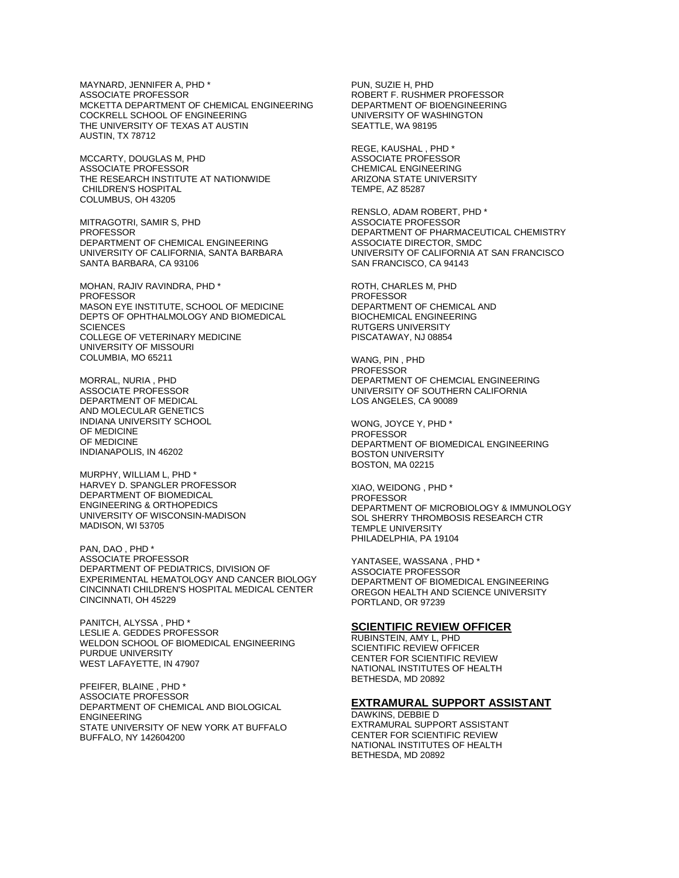MAYNARD, JENNIFER A, PHD *
ASSOCIATE PROFESSOR
MCKETTA DEPARTMENT OF CHEMICAL ENGINEERING
COCKRELL SCHOOL OF ENGINEERING
THE UNIVERSITY OF TEXAS AT AUSTIN
AUSTIN, TX 78712

MCCARTY, DOUGLAS M, PHD
ASSOCIATE PROFESSOR
THE RESEARCH INSTITUTE AT NATIONWIDE
CHILDREN'S HOSPITAL
COLUMBUS, OH 43205

MITRAGOTRI, SAMIR S, PHD
PROFESSOR
DEPARTMENT OF CHEMICAL ENGINEERING
UNIVERSITY OF CALIFORNIA, SANTA BARBARA
SANTA BARBARA, CA 93106

MOHAN, RAJIV RAVINDRA, PHD *
PROFESSOR
MASON EYE INSTITUTE, SCHOOL OF MEDICINE
DEPTS OF OPHTHALMOLOGY AND BIOMEDICAL
SCIENCES
COLLEGE OF VETERINARY MEDICINE
UNIVERSITY OF MISSOURI
COLUMBIA, MO 65211

MORRAL, NURIA , PHD
ASSOCIATE PROFESSOR
DEPARTMENT OF MEDICAL
AND MOLECULAR GENETICS
INDIANA UNIVERSITY SCHOOL
OF MEDICINE
OF MEDICINE
INDIANAPOLIS, IN 46202

MURPHY, WILLIAM L, PHD *
HARVEY D. SPANGLER PROFESSOR
DEPARTMENT OF BIOMEDICAL
ENGINEERING & ORTHOPEDICS
UNIVERSITY OF WISCONSIN-MADISON
MADISON, WI 53705

PAN, DAO , PHD *
ASSOCIATE PROFESSOR
DEPARTMENT OF PEDIATRICS, DIVISION OF
EXPERIMENTAL HEMATOLOGY AND CANCER BIOLOGY
CINCINNATI CHILDREN'S HOSPITAL MEDICAL CENTER
CINCINNATI, OH 45229

PANITCH, ALYSSA , PHD *
LESLIE A. GEDDES PROFESSOR
WELDON SCHOOL OF BIOMEDICAL ENGINEERING
PURDUE UNIVERSITY
WEST LAFAYETTE, IN 47907

PFEIFER, BLAINE , PHD *
ASSOCIATE PROFESSOR
DEPARTMENT OF CHEMICAL AND BIOLOGICAL
ENGINEERING
STATE UNIVERSITY OF NEW YORK AT BUFFALO
BUFFALO, NY 142604200

PUN, SUZIE H, PHD
ROBERT F. RUSHMER PROFESSOR
DEPARTMENT OF BIOENGINEERING
UNIVERSITY OF WASHINGTON
SEATTLE, WA 98195

REGE, KAUSHAL , PHD *
ASSOCIATE PROFESSOR
CHEMICAL ENGINEERING
ARIZONA STATE UNIVERSITY
TEMPE, AZ 85287

RENSLO, ADAM ROBERT, PHD *
ASSOCIATE PROFESSOR
DEPARTMENT OF PHARMACEUTICAL CHEMISTRY
ASSOCIATE DIRECTOR, SMDC
UNIVERSITY OF CALIFORNIA AT SAN FRANCISCO
SAN FRANCISCO, CA 94143

ROTH, CHARLES M, PHD
PROFESSOR
DEPARTMENT OF CHEMICAL AND
BIOCHEMICAL ENGINEERING
RUTGERS UNIVERSITY
PISCATAWAY, NJ 08854

WANG, PIN , PHD
PROFESSOR
DEPARTMENT OF CHEMCIAL ENGINEERING
UNIVERSITY OF SOUTHERN CALIFORNIA
LOS ANGELES, CA 90089

WONG, JOYCE Y, PHD *
PROFESSOR
DEPARTMENT OF BIOMEDICAL ENGINEERING
BOSTON UNIVERSITY
BOSTON, MA 02215

XIAO, WEIDONG , PHD *
PROFESSOR
DEPARTMENT OF MICROBIOLOGY & IMMUNOLOGY
SOL SHERRY THROMBOSIS RESEARCH CTR
TEMPLE UNIVERSITY
PHILADELPHIA, PA 19104

YANTASEE, WASSANA , PHD *
ASSOCIATE PROFESSOR
DEPARTMENT OF BIOMEDICAL ENGINEERING
OREGON HEALTH AND SCIENCE UNIVERSITY
PORTLAND, OR 97239

## SCIENTIFIC REVIEW OFFICER

RUBINSTEIN, AMY L, PHD
SCIENTIFIC REVIEW OFFICER
CENTER FOR SCIENTIFIC REVIEW
NATIONAL INSTITUTES OF HEALTH
BETHESDA, MD 20892

## EXTRAMURAL SUPPORT ASSISTANT

DAWKINS, DEBBIE D
EXTRAMURAL SUPPORT ASSISTANT
CENTER FOR SCIENTIFIC REVIEW
NATIONAL INSTITUTES OF HEALTH
BETHESDA, MD 20892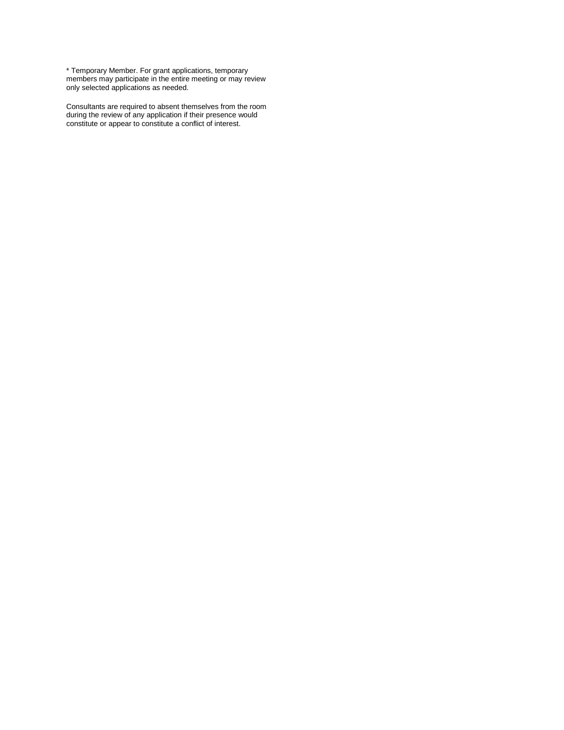* Temporary Member. For grant applications, temporary members may participate in the entire meeting or may review only selected applications as needed.

Consultants are required to absent themselves from the room during the review of any application if their presence would constitute or appear to constitute a conflict of interest.